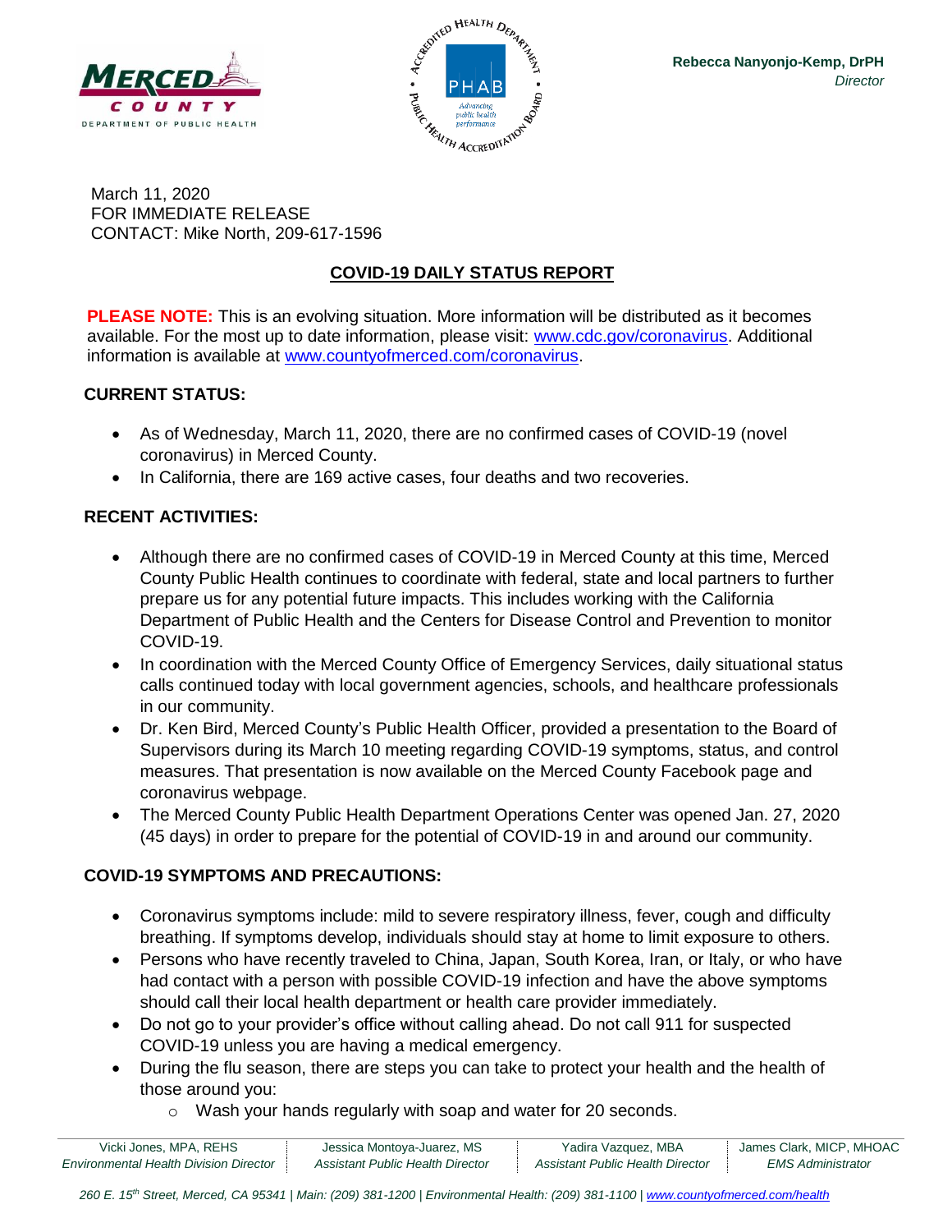**Rebecca Nanyonjo-Kemp, DrPH**
*Director*

March 11, 2020
FOR IMMEDIATE RELEASE
CONTACT: Mike North, 209-617-1596

## COVID-19 DAILY STATUS REPORT

**PLEASE NOTE:** This is an evolving situation. More information will be distributed as it becomes available. For the most up to date information, please visit: www.cdc.gov/coronavirus. Additional information is available at www.countyofmerced.com/coronavirus.

### CURRENT STATUS:

- As of Wednesday, March 11, 2020, there are no confirmed cases of COVID-19 (novel coronavirus) in Merced County.
- In California, there are 169 active cases, four deaths and two recoveries.

### RECENT ACTIVITIES:

- Although there are no confirmed cases of COVID-19 in Merced County at this time, Merced County Public Health continues to coordinate with federal, state and local partners to further prepare us for any potential future impacts. This includes working with the California Department of Public Health and the Centers for Disease Control and Prevention to monitor COVID-19.
- In coordination with the Merced County Office of Emergency Services, daily situational status calls continued today with local government agencies, schools, and healthcare professionals in our community.
- Dr. Ken Bird, Merced County's Public Health Officer, provided a presentation to the Board of Supervisors during its March 10 meeting regarding COVID-19 symptoms, status, and control measures. That presentation is now available on the Merced County Facebook page and coronavirus webpage.
- The Merced County Public Health Department Operations Center was opened Jan. 27, 2020 (45 days) in order to prepare for the potential of COVID-19 in and around our community.

### COVID-19 SYMPTOMS AND PRECAUTIONS:

- Coronavirus symptoms include: mild to severe respiratory illness, fever, cough and difficulty breathing. If symptoms develop, individuals should stay at home to limit exposure to others.
- Persons who have recently traveled to China, Japan, South Korea, Iran, or Italy, or who have had contact with a person with possible COVID-19 infection and have the above symptoms should call their local health department or health care provider immediately.
- Do not go to your provider's office without calling ahead. Do not call 911 for suspected COVID-19 unless you are having a medical emergency.
- During the flu season, there are steps you can take to protect your health and the health of those around you:
  - Wash your hands regularly with soap and water for 20 seconds.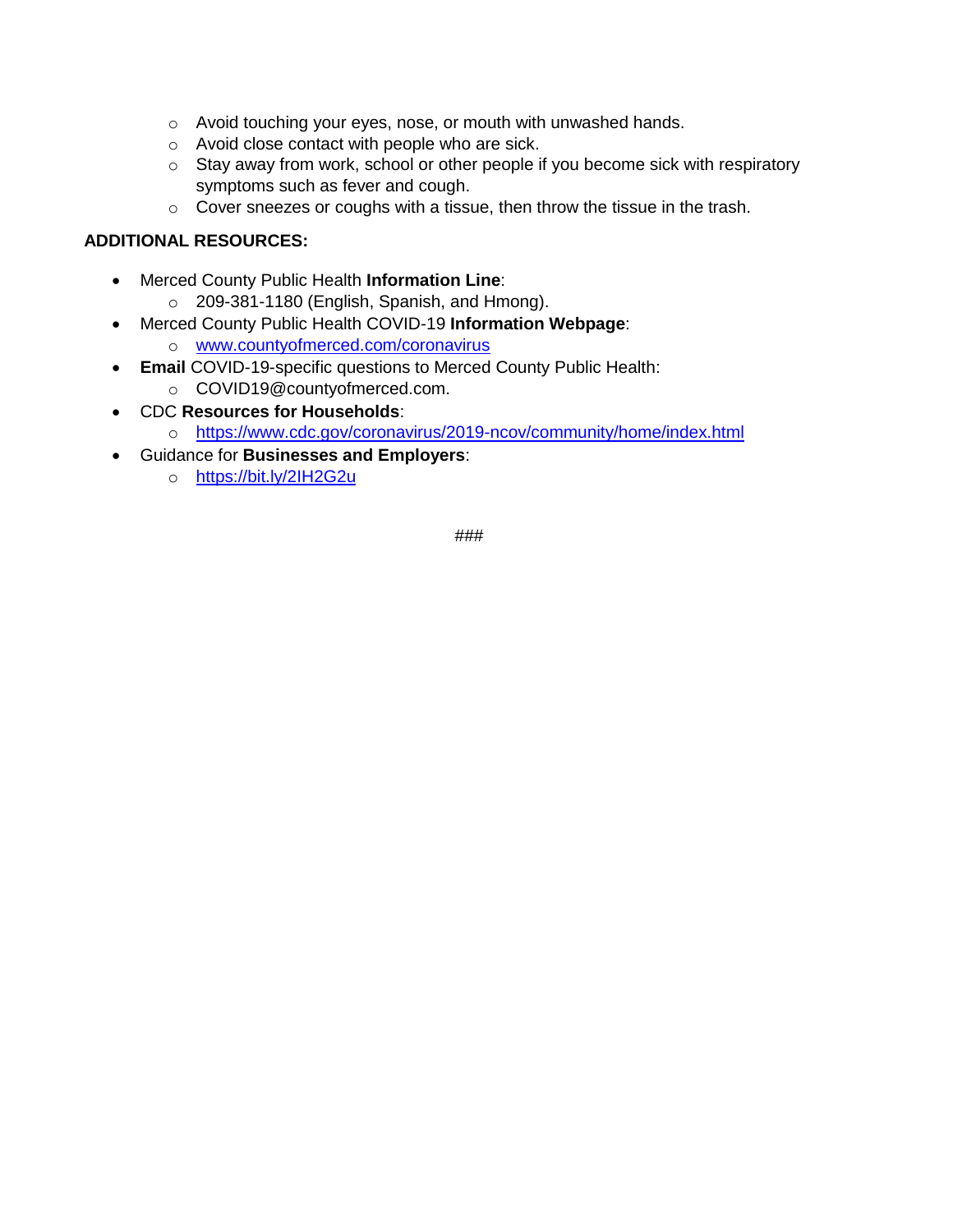- Avoid touching your eyes, nose, or mouth with unwashed hands.
  - Avoid close contact with people who are sick.
  - Stay away from work, school or other people if you become sick with respiratory symptoms such as fever and cough.
  - Cover sneezes or coughs with a tissue, then throw the tissue in the trash.

**ADDITIONAL RESOURCES:**

- Merced County Public Health **Information Line**:
  - 209-381-1180 (English, Spanish, and Hmong).
- Merced County Public Health COVID-19 **Information Webpage**:
  - www.countyofmerced.com/coronavirus
- **Email** COVID-19-specific questions to Merced County Public Health:
  - COVID19@countyofmerced.com.
- CDC **Resources for Households**:
  - https://www.cdc.gov/coronavirus/2019-ncov/community/home/index.html
- Guidance for **Businesses and Employers**:
  - https://bit.ly/2IH2G2u

###